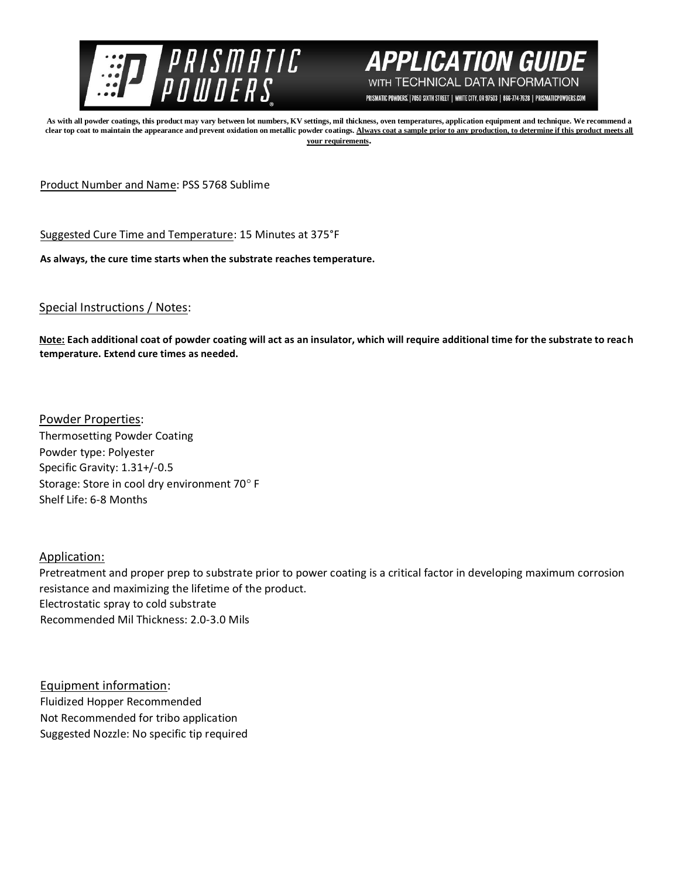# PRISMATIC POWDERS

## APPLICATION GUIDE WITH TECHNICAL DATA INFORMATION

PRISMATIC POWDERS. | 7050 SIXTH STREET | WHITE CITY, OR 97503 | 866-774-7628 | PRISMATICPOWDERS.COM

**As with all powder coatings, this product may vary between lot numbers, KV settings, mil thickness, oven temperatures, application equipment and technique. We recommend a clear top coat to maintain the appearance and prevent oxidation on metallic powder coatings. Always coat a sample prior to any production, to determine if this product meets all your requirements.**

Product Number and Name: PSS 5768 Sublime

Suggested Cure Time and Temperature: 15 Minutes at 375°F

**As always, the cure time starts when the substrate reaches temperature.**

Special Instructions / Notes:

**Note: Each additional coat of powder coating will act as an insulator, which will require additional time for the substrate to reach temperature. Extend cure times as needed.**

Powder Properties:
Thermosetting Powder Coating
Powder type: Polyester
Specific Gravity: 1.31+/-0.5
Storage: Store in cool dry environment 70° F
Shelf Life: 6-8 Months

Application:
Pretreatment and proper prep to substrate prior to power coating is a critical factor in developing maximum corrosion resistance and maximizing the lifetime of the product.
Electrostatic spray to cold substrate
Recommended Mil Thickness: 2.0-3.0 Mils

Equipment information:
Fluidized Hopper Recommended
Not Recommended for tribo application
Suggested Nozzle: No specific tip required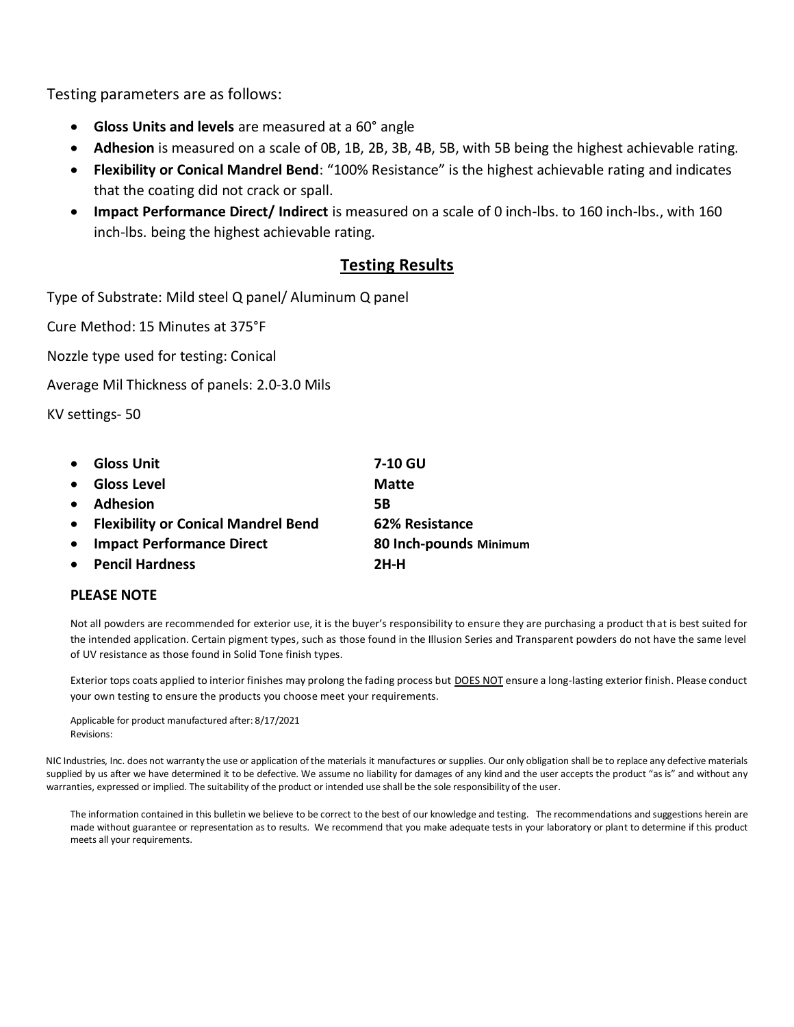Testing parameters are as follows:

- **Gloss Units and levels** are measured at a 60° angle
- **Adhesion** is measured on a scale of 0B, 1B, 2B, 3B, 4B, 5B, with 5B being the highest achievable rating.
- **Flexibility or Conical Mandrel Bend**: "100% Resistance" is the highest achievable rating and indicates that the coating did not crack or spall.
- **Impact Performance Direct/ Indirect** is measured on a scale of 0 inch-lbs. to 160 inch-lbs., with 160 inch-lbs. being the highest achievable rating.

## Testing Results

Type of Substrate: Mild steel Q panel/ Aluminum Q panel

Cure Method: 15 Minutes at 375°F

Nozzle type used for testing: Conical

Average Mil Thickness of panels: 2.0-3.0 Mils

KV settings- 50

| | |
|---|---|
| • **Gloss Unit** | **7-10 GU** |
| • **Gloss Level** | **Matte** |
| • **Adhesion** | **5B** |
| • **Flexibility or Conical Mandrel Bend** | **62% Resistance** |
| • **Impact Performance Direct** | **80 Inch-pounds Minimum** |
| • **Pencil Hardness** | **2H-H** |

**PLEASE NOTE**

Not all powders are recommended for exterior use, it is the buyer's responsibility to ensure they are purchasing a product that is best suited for the intended application. Certain pigment types, such as those found in the Illusion Series and Transparent powders do not have the same level of UV resistance as those found in Solid Tone finish types.

Exterior tops coats applied to interior finishes may prolong the fading process but DOES NOT ensure a long-lasting exterior finish. Please conduct your own testing to ensure the products you choose meet your requirements.

Applicable for product manufactured after: 8/17/2021
Revisions:

NIC Industries, Inc. does not warranty the use or application of the materials it manufactures or supplies. Our only obligation shall be to replace any defective materials supplied by us after we have determined it to be defective. We assume no liability for damages of any kind and the user accepts the product "as is" and without any warranties, expressed or implied. The suitability of the product or intended use shall be the sole responsibility of the user.

The information contained in this bulletin we believe to be correct to the best of our knowledge and testing. The recommendations and suggestions herein are made without guarantee or representation as to results. We recommend that you make adequate tests in your laboratory or plant to determine if this product meets all your requirements.